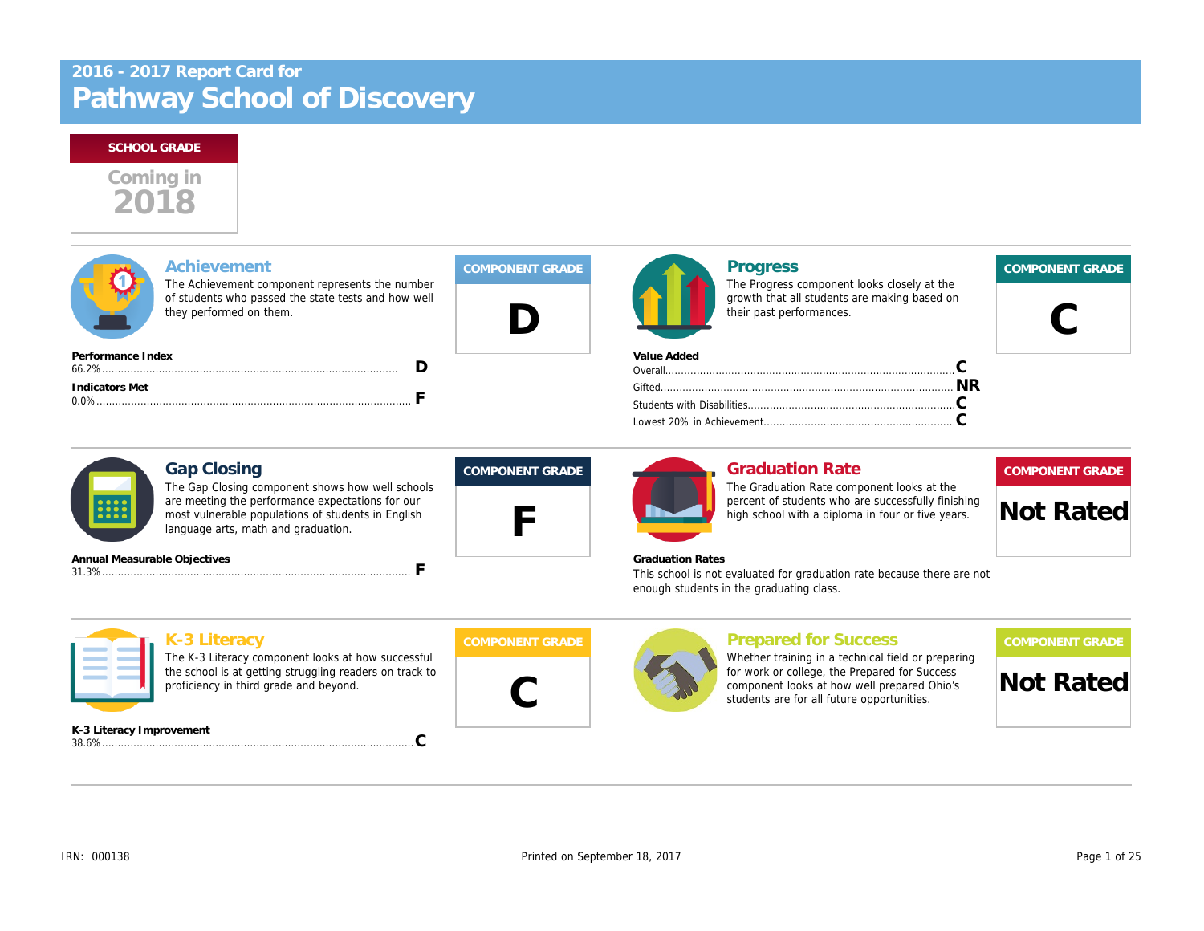# 2016 - 2017 Report Card for Pathway School of Discovery

**SCHOOL GRADE**

Coming in 2018

## Achievement

The Achievement component represents the number of students who passed the state tests and how well they performed on them.

**COMPONENT GRADE: D**

**Performance Index**
66.2% ........ D

**Indicators Met**
0.0% ........ F

## Progress

The Progress component looks closely at the growth that all students are making based on their past performances.

**COMPONENT GRADE: C**

**Value Added**
- Overall ........ C
- Gifted ........ NR
- Students with Disabilities ........ C
- Lowest 20% in Achievement ........ C

## Gap Closing

The Gap Closing component shows how well schools are meeting the performance expectations for our most vulnerable populations of students in English language arts, math and graduation.

**COMPONENT GRADE: F**

**Annual Measurable Objectives**
31.3% ........ F

## Graduation Rate

The Graduation Rate component looks at the percent of students who are successfully finishing high school with a diploma in four or five years.

**COMPONENT GRADE: Not Rated**

**Graduation Rates**
This school is not evaluated for graduation rate because there are not enough students in the graduating class.

## K-3 Literacy

The K-3 Literacy component looks at how successful the school is at getting struggling readers on track to proficiency in third grade and beyond.

**COMPONENT GRADE: C**

**K-3 Literacy Improvement**
38.6% ........ C

## Prepared for Success

Whether training in a technical field or preparing for work or college, the Prepared for Success component looks at how well prepared Ohio's students are for all future opportunities.

**COMPONENT GRADE: Not Rated**

IRN: 000138

Printed on September 18, 2017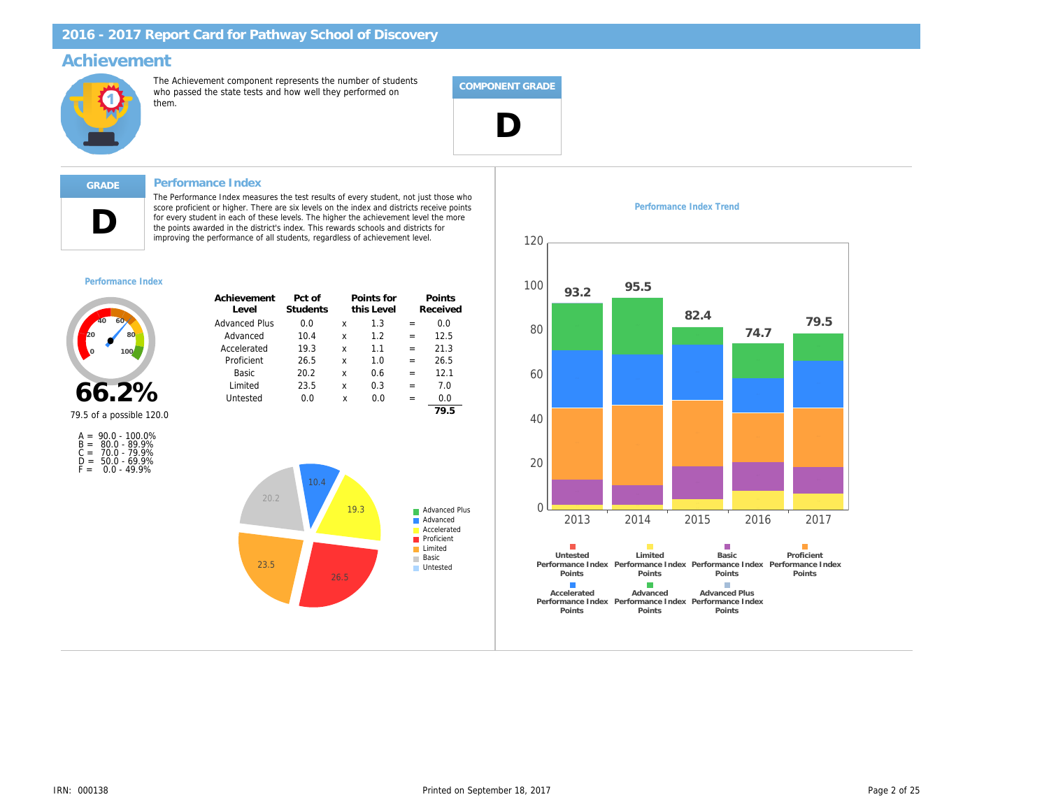# 2016 - 2017 Report Card for Pathway School of Discovery

## Achievement

The Achievement component represents the number of students who passed the state tests and how well they performed on them.

**COMPONENT GRADE**

**D**

### Performance Index

**GRADE**

**D**

The Performance Index measures the test results of every student, not just those who score proficient or higher. There are six levels on the index and districts receive points for every student in each of these levels. The higher the achievement level the more the points awarded in the district's index. This rewards schools and districts for improving the performance of all students, regardless of achievement level.

**Performance Index**

**66.2%**

79.5 of a possible 120.0

A = 90.0 - 100.0%
B = 80.0 - 89.9%
C = 70.0 - 79.9%
D = 50.0 - 69.9%
F = 0.0 - 49.9%

| Achievement Level | Pct of Students | | Points for this Level | | Points Received |
|---|---|---|---|---|---|
| Advanced Plus | 0.0 | x | 1.3 | = | 0.0 |
| Advanced | 10.4 | x | 1.2 | = | 12.5 |
| Accelerated | 19.3 | x | 1.1 | = | 21.3 |
| Proficient | 26.5 | x | 1.0 | = | 26.5 |
| Basic | 20.2 | x | 0.6 | = | 12.1 |
| Limited | 23.5 | x | 0.3 | = | 7.0 |
| Untested | 0.0 | x | 0.0 | = | 0.0 |
| | | | | | 79.5 |

**Performance Index Trend**

| Year | Performance Index |
|---|---|
| 2013 | 93.2 |
| 2014 | 95.5 |
| 2015 | 82.4 |
| 2016 | 74.7 |
| 2017 | 79.5 |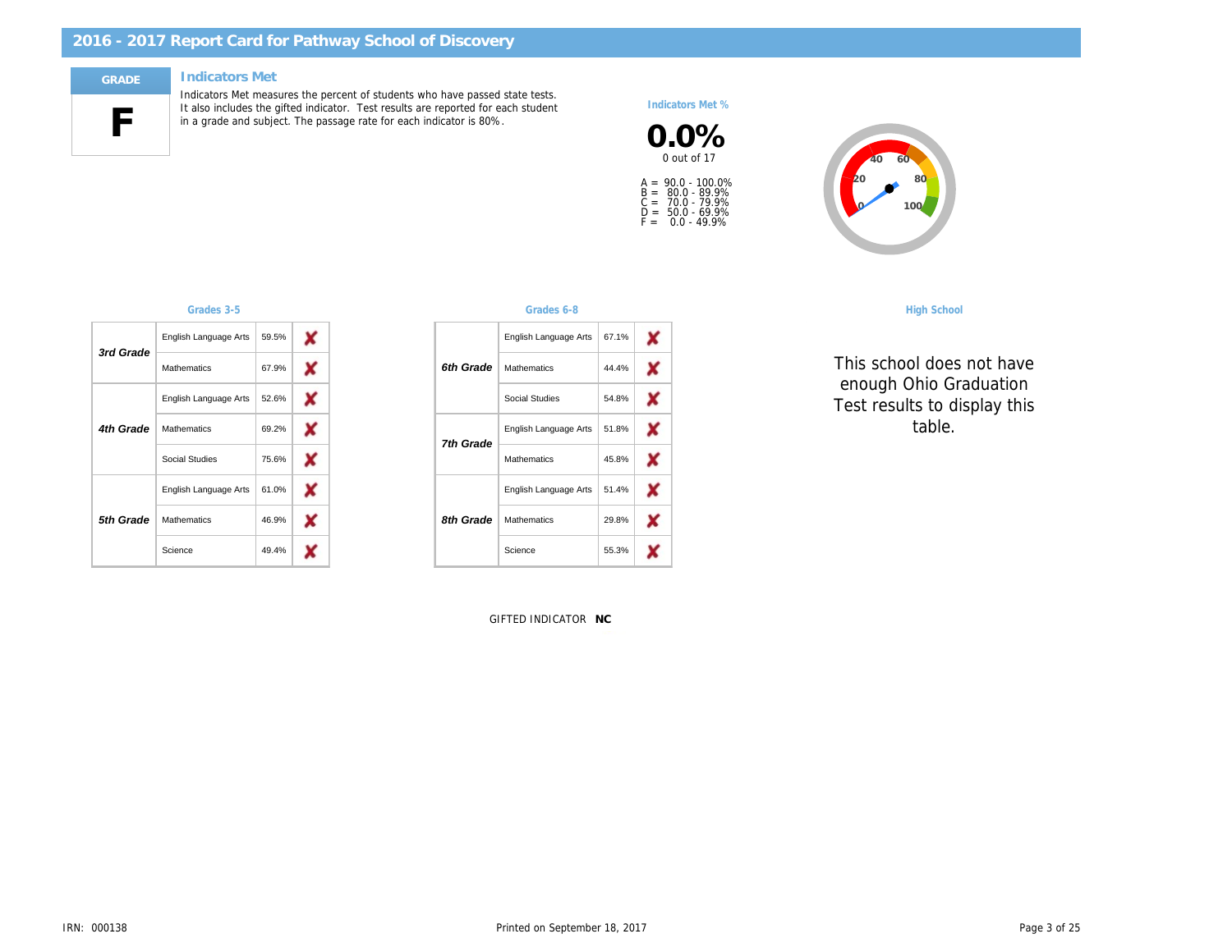# 2016 - 2017 Report Card for Pathway School of Discovery

**GRADE**

**F**

## Indicators Met

Indicators Met measures the percent of students who have passed state tests. It also includes the gifted indicator. Test results are reported for each student in a grade and subject. The passage rate for each indicator is 80%.

**Indicators Met %**

**0.0%**

0 out of 17

A = 90.0 - 100.0%
B = 80.0 - 89.9%
C = 70.0 - 79.9%
D = 50.0 - 69.9%
F = 0.0 - 49.9%

### Grades 3-5

| Grade | Subject | Percent | Met |
|---|---|---|---|
| 3rd Grade | English Language Arts | 59.5% | ✘ |
| | Mathematics | 67.9% | ✘ |
| 4th Grade | English Language Arts | 52.6% | ✘ |
| | Mathematics | 69.2% | ✘ |
| | Social Studies | 75.6% | ✘ |
| 5th Grade | English Language Arts | 61.0% | ✘ |
| | Mathematics | 46.9% | ✘ |
| | Science | 49.4% | ✘ |

### Grades 6-8

| Grade | Subject | Percent | Met |
|---|---|---|---|
| 6th Grade | English Language Arts | 67.1% | ✘ |
| | Mathematics | 44.4% | ✘ |
| | Social Studies | 54.8% | ✘ |
| 7th Grade | English Language Arts | 51.8% | ✘ |
| | Mathematics | 45.8% | ✘ |
| 8th Grade | English Language Arts | 51.4% | ✘ |
| | Mathematics | 29.8% | ✘ |
| | Science | 55.3% | ✘ |

### High School

This school does not have enough Ohio Graduation Test results to display this table.

GIFTED INDICATOR **NC**

IRN: 000138

Printed on September 18, 2017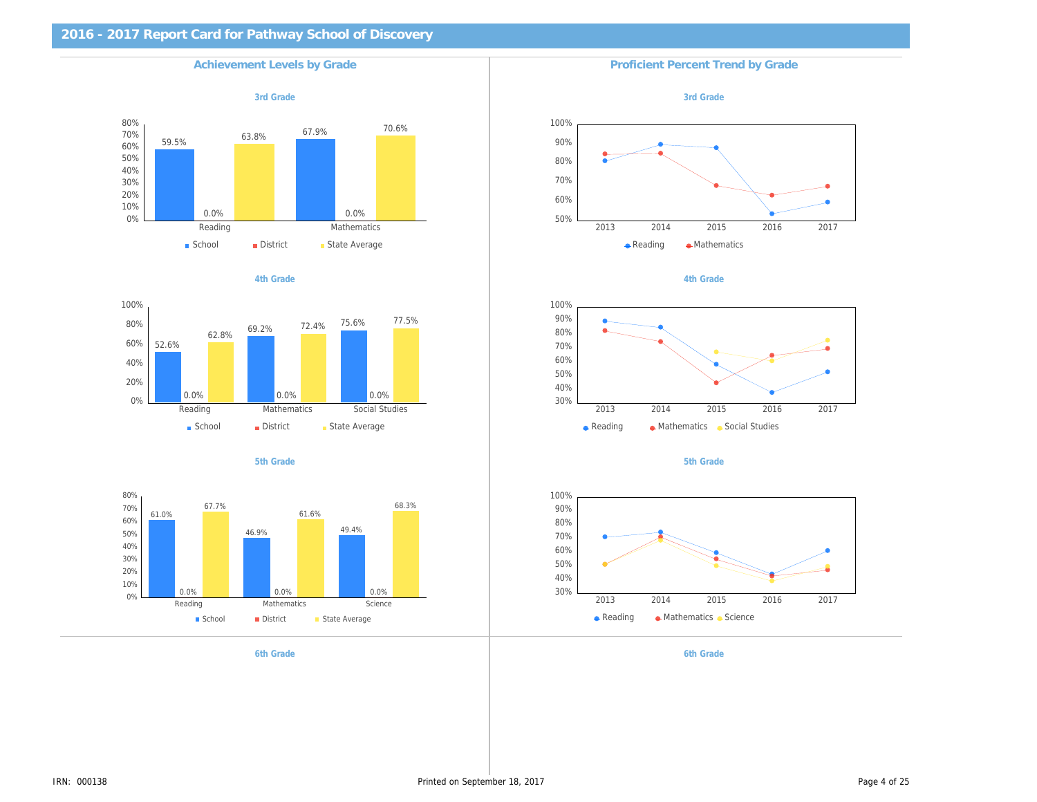## 2016 - 2017 Report Card for Pathway School of Discovery

### Achievement Levels by Grade

#### 3rd Grade

| | School | District | State Average |
|---|---|---|---|
| Reading | 59.5% | 0.0% | 63.8% |
| Mathematics | 67.9% | 0.0% | 70.6% |

#### 4th Grade

| | School | District | State Average |
|---|---|---|---|
| Reading | 52.6% | 0.0% | 62.8% |
| Mathematics | 69.2% | 0.0% | 72.4% |
| Social Studies | 75.6% | 0.0% | 77.5% |

#### 5th Grade

| | School | District | State Average |
|---|---|---|---|
| Reading | 61.0% | 0.0% | 67.7% |
| Mathematics | 46.9% | 0.0% | 61.6% |
| Science | 49.4% | 0.0% | 68.3% |

#### 6th Grade

### Proficient Percent Trend by Grade

#### 3rd Grade

Reading, Mathematics (2013–2017)

#### 4th Grade

Reading, Mathematics, Social Studies (2013–2017)

#### 5th Grade

Reading, Mathematics, Science (2013–2017)

#### 6th Grade

IRN: 000138

Printed on September 18, 2017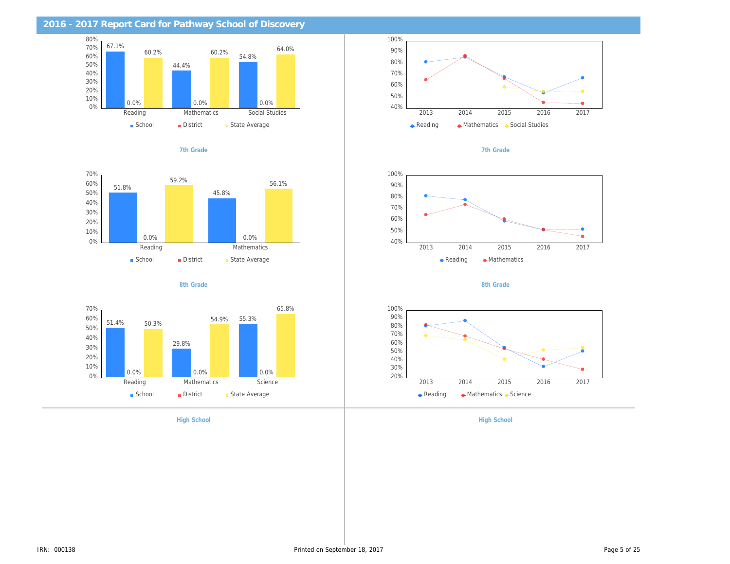## 2016 - 2017 Report Card for Pathway School of Discovery

| | School | District | State Average |
|---|---|---|---|
| Reading | 67.1% | 0.0% | 60.2% |
| Mathematics | 44.4% | 0.0% | 60.2% |
| Social Studies | 54.8% | 0.0% | 64.0% |

**7th Grade**

**7th Grade**

| | School | District | State Average |
|---|---|---|---|
| Reading | 51.8% | 0.0% | 59.2% |
| Mathematics | 45.8% | 0.0% | 56.1% |

**8th Grade**

**8th Grade**

| | School | District | State Average |
|---|---|---|---|
| Reading | 51.4% | 0.0% | 50.3% |
| Mathematics | 29.8% | 0.0% | 54.9% |
| Science | 55.3% | 0.0% | 65.8% |

**High School**

**High School**

IRN: 000138

Printed on September 18, 2017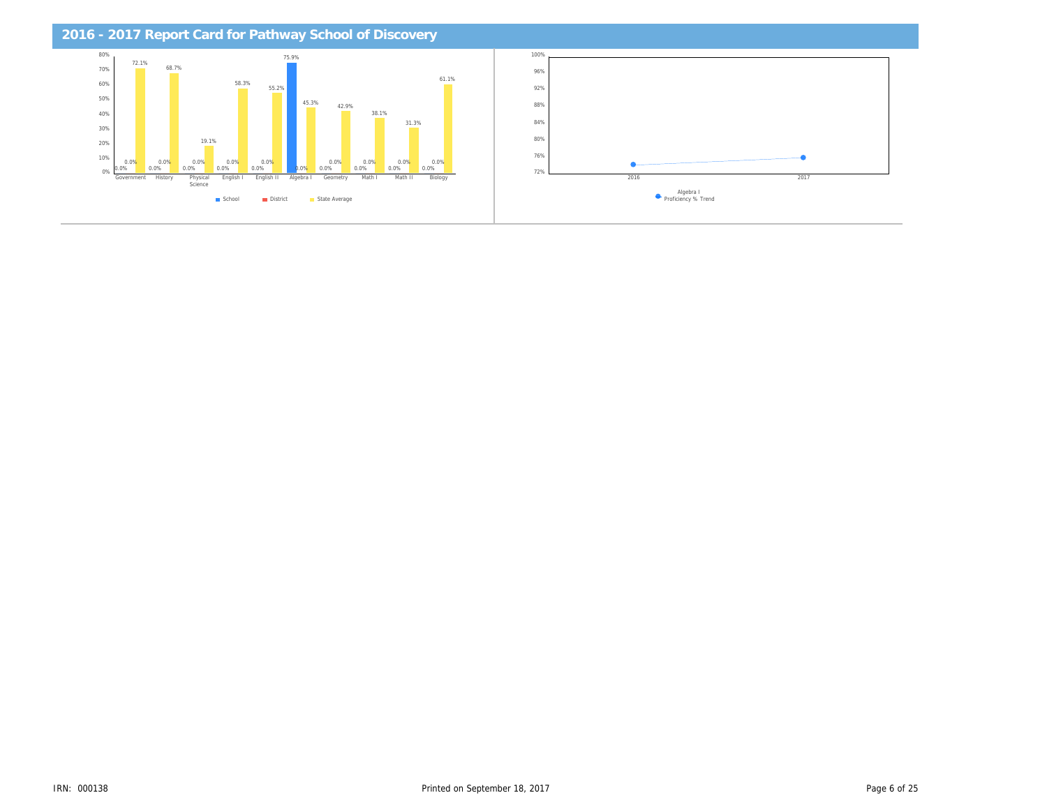## 2016 - 2017 Report Card for Pathway School of Discovery

| Subject | School | District | State Average |
| --- | --- | --- | --- |
| Government | 0.0% | 0.0% | 72.1% |
| History | 0.0% | 0.0% | 68.7% |
| Physical Science | 0.0% | 0.0% | 19.1% |
| English I | 0.0% | 0.0% | 58.3% |
| English II | 0.0% | 0.0% | 55.2% |
| Algebra I | 75.9% | 0.0% | 45.3% |
| Geometry | 0.0% | 0.0% | 42.9% |
| Math I | 0.0% | 0.0% | 38.1% |
| Math II | 0.0% | 0.0% | 31.3% |
| Biology | 0.0% | 0.0% | 61.1% |

Algebra I Proficiency % Trend (2016, 2017)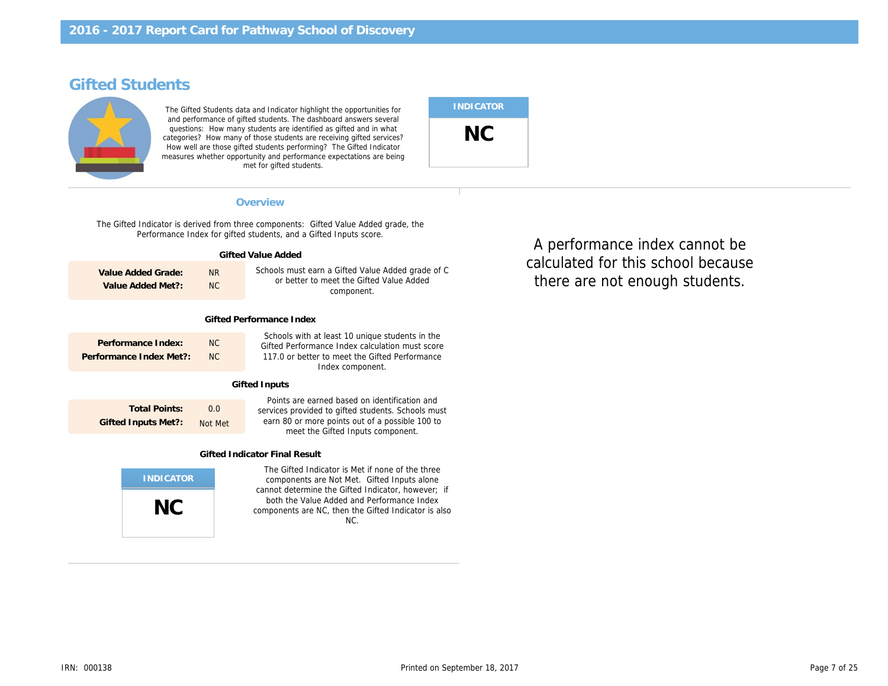# 2016 - 2017 Report Card for Pathway School of Discovery

## Gifted Students

The Gifted Students data and Indicator highlight the opportunities for and performance of gifted students. The dashboard answers several questions: How many students are identified as gifted and in what categories? How many of those students are receiving gifted services? How well are those gifted students performing? The Gifted Indicator measures whether opportunity and performance expectations are being met for gifted students.

| INDICATOR |
|---|
| NC |

### Overview

The Gifted Indicator is derived from three components: Gifted Value Added grade, the Performance Index for gifted students, and a Gifted Inputs score.

#### Gifted Value Added

| | |
|---|---|
| **Value Added Grade:** | NR |
| **Value Added Met?:** | NC |

Schools must earn a Gifted Value Added grade of C or better to meet the Gifted Value Added component.

#### Gifted Performance Index

| | |
|---|---|
| **Performance Index:** | NC |
| **Performance Index Met?:** | NC |

Schools with at least 10 unique students in the Gifted Performance Index calculation must score 117.0 or better to meet the Gifted Performance Index component.

#### Gifted Inputs

| | |
|---|---|
| **Total Points:** | 0.0 |
| **Gifted Inputs Met?:** | Not Met |

Points are earned based on identification and services provided to gifted students. Schools must earn 80 or more points out of a possible 100 to meet the Gifted Inputs component.

#### Gifted Indicator Final Result

| INDICATOR |
|---|
| NC |

The Gifted Indicator is Met if none of the three components are Not Met. Gifted Inputs alone cannot determine the Gifted Indicator, however; if both the Value Added and Performance Index components are NC, then the Gifted Indicator is also NC.

A performance index cannot be calculated for this school because there are not enough students.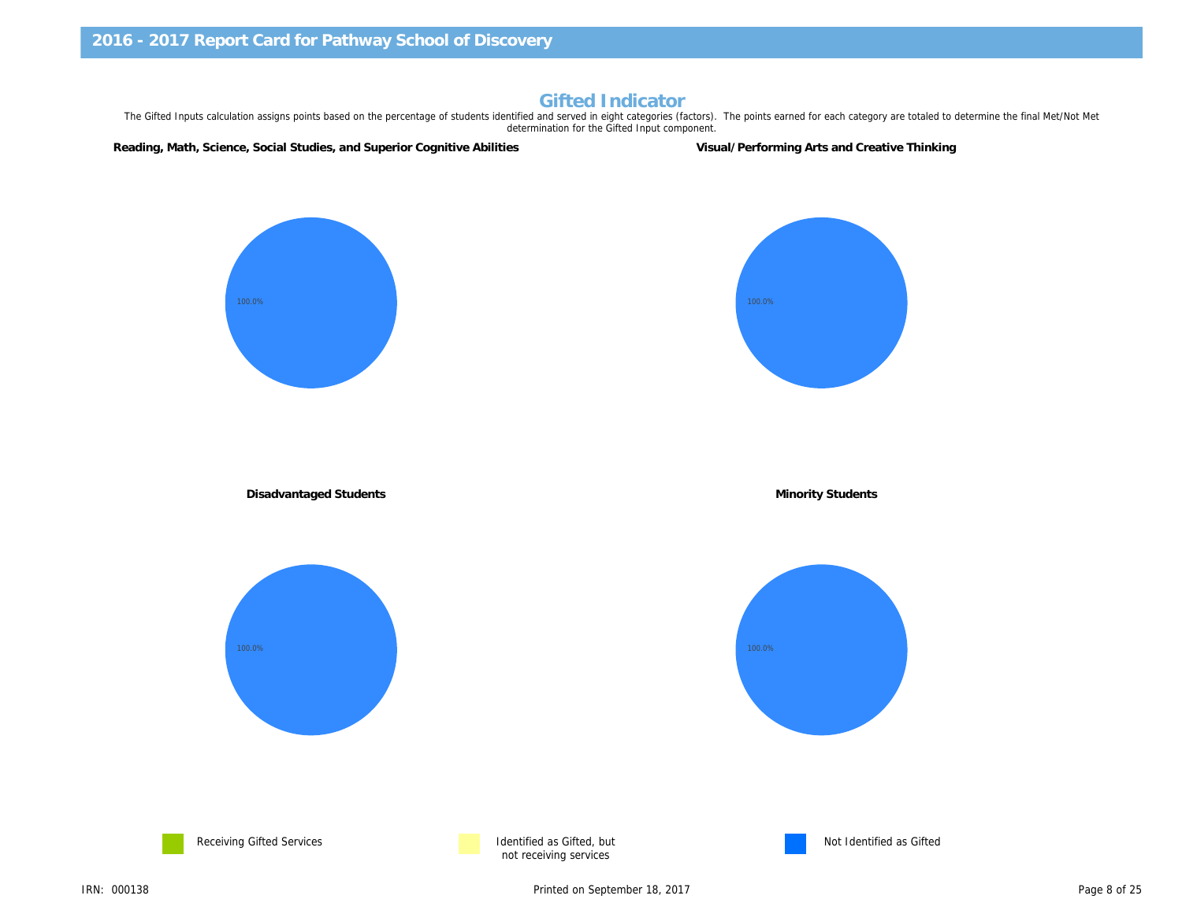# 2016 - 2017 Report Card for Pathway School of Discovery

## Gifted Indicator

The Gifted Inputs calculation assigns points based on the percentage of students identified and served in eight categories (factors). The points earned for each category are totaled to determine the final Met/Not Met determination for the Gifted Input component.

**Reading, Math, Science, Social Studies, and Superior Cognitive Abilities**

100.0%

**Visual/Performing Arts and Creative Thinking**

100.0%

**Disadvantaged Students**

100.0%

**Minority Students**

100.0%

Receiving Gifted Services

Identified as Gifted, but not receiving services

Not Identified as Gifted

IRN: 000138

Printed on September 18, 2017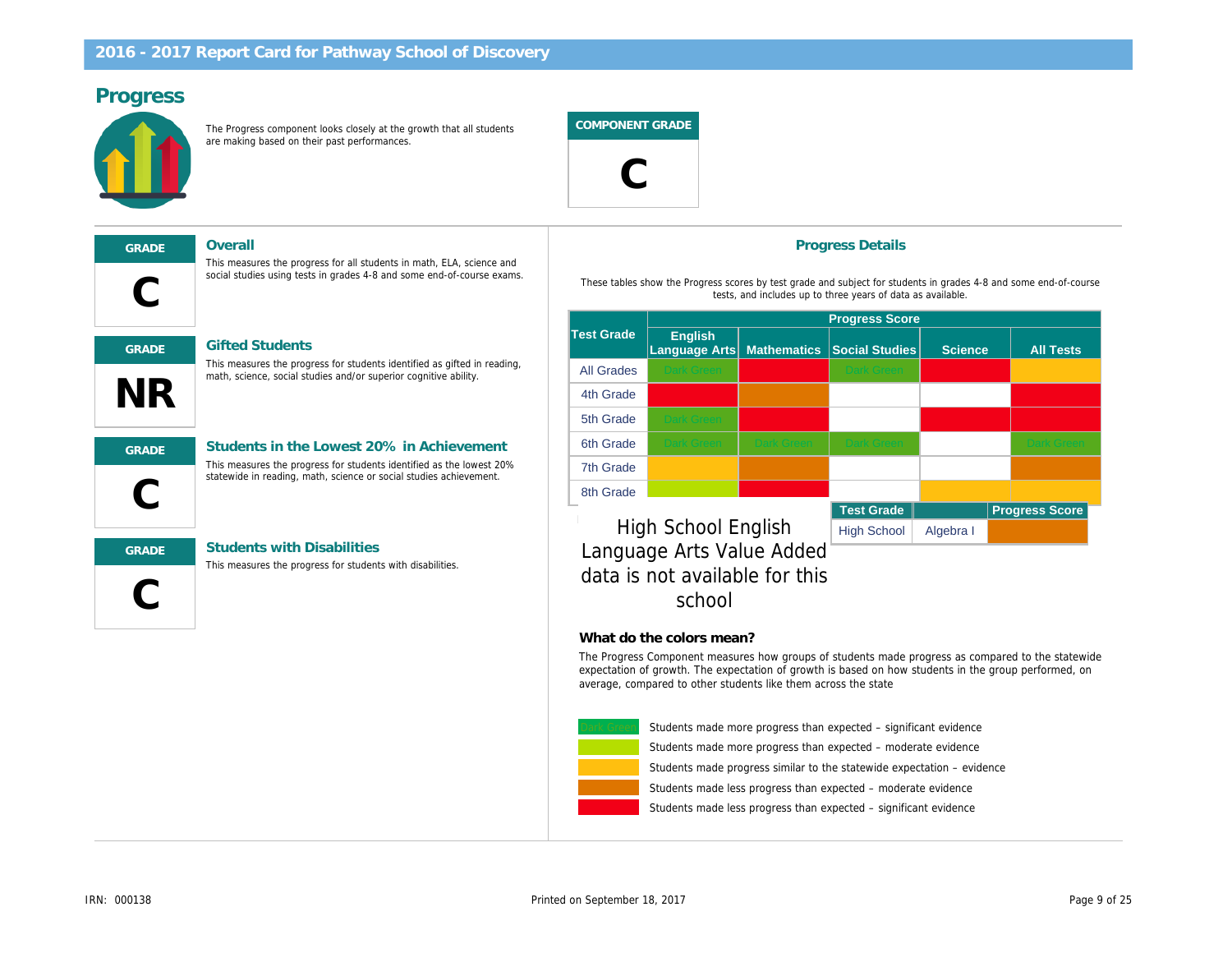## 2016 - 2017 Report Card for Pathway School of Discovery

# Progress

The Progress component looks closely at the growth that all students are making based on their past performances.

**COMPONENT GRADE**

**C**

### Overall

**GRADE: C**

This measures the progress for all students in math, ELA, science and social studies using tests in grades 4-8 and some end-of-course exams.

### Gifted Students

**GRADE: NR**

This measures the progress for students identified as gifted in reading, math, science, social studies and/or superior cognitive ability.

### Students in the Lowest 20% in Achievement

**GRADE: C**

This measures the progress for students identified as the lowest 20% statewide in reading, math, science or social studies achievement.

### Students with Disabilities

**GRADE: C**

This measures the progress for students with disabilities.

## Progress Details

These tables show the Progress scores by test grade and subject for students in grades 4-8 and some end-of-course tests, and includes up to three years of data as available.

| Test Grade | Progress Score | | | | |
|---|---|---|---|---|---|
| | English Language Arts | Mathematics | Social Studies | Science | All Tests |
| All Grades | Dark Green | | Dark Green | | |
| 4th Grade | | | | | |
| 5th Grade | Dark Green | | | | |
| 6th Grade | Dark Green | Dark Green | Dark Green | | Dark Green |
| 7th Grade | | | | | |
| 8th Grade | | | | | |

| Test Grade | | Progress Score |
|---|---|---|
| High School | Algebra I | |

High School English Language Arts Value Added data is not available for this school

### What do the colors mean?

The Progress Component measures how groups of students made progress as compared to the statewide expectation of growth. The expectation of growth is based on how students in the group performed, on average, compared to other students like them across the state

- Dark Green: Students made more progress than expected – significant evidence
- Students made more progress than expected – moderate evidence
- Students made progress similar to the statewide expectation – evidence
- Students made less progress than expected – moderate evidence
- Students made less progress than expected – significant evidence

IRN: 000138

Printed on September 18, 2017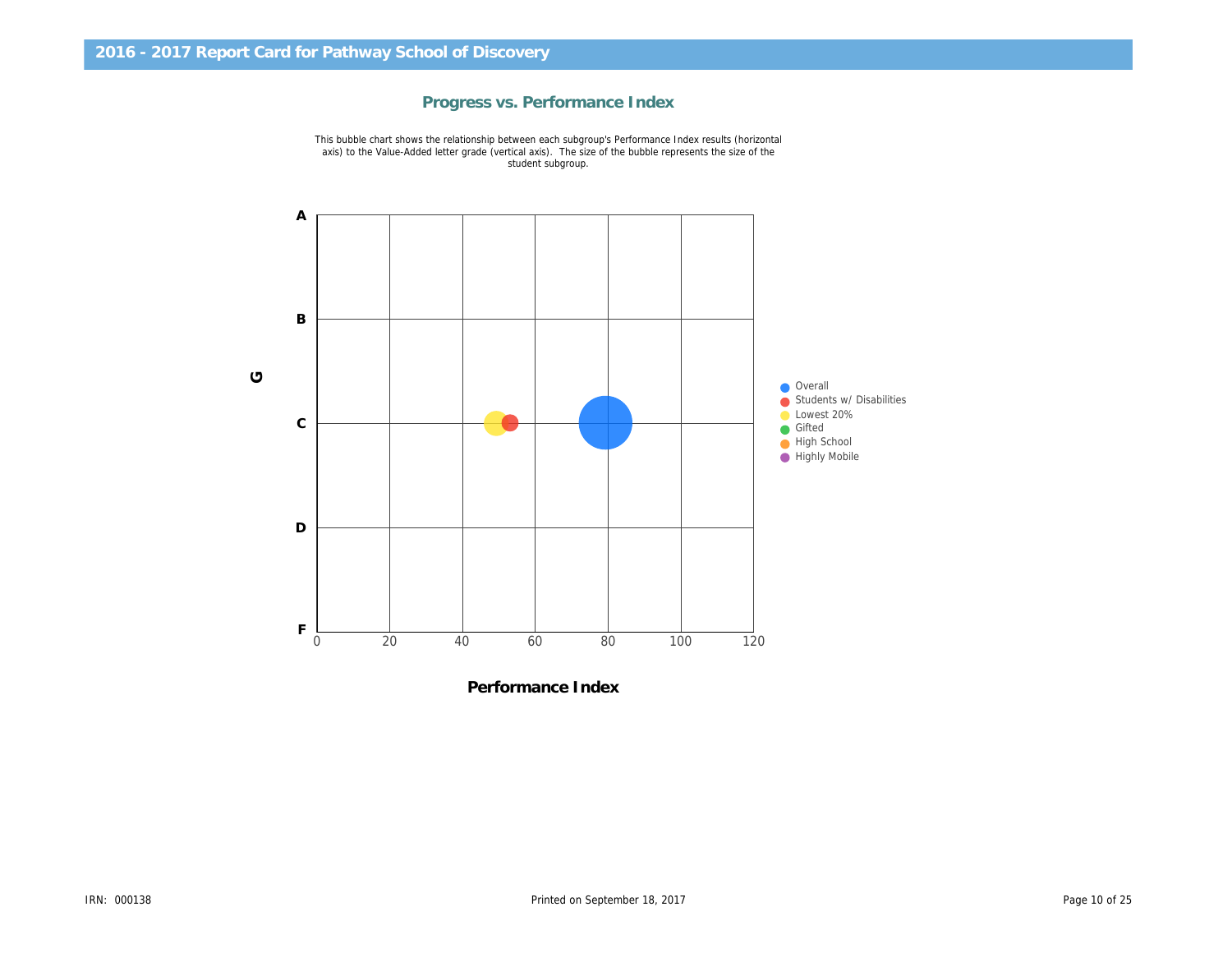## 2016 - 2017 Report Card for Pathway School of Discovery

### Progress vs. Performance Index

This bubble chart shows the relationship between each subgroup's Performance Index results (horizontal axis) to the Value-Added letter grade (vertical axis). The size of the bubble represents the size of the student subgroup.

G

A
B
C
D
F

0 20 40 60 80 100 120

**Performance Index**

- Overall
- Students w/ Disabilities
- Lowest 20%
- Gifted
- High School
- Highly Mobile

IRN: 000138

Printed on September 18, 2017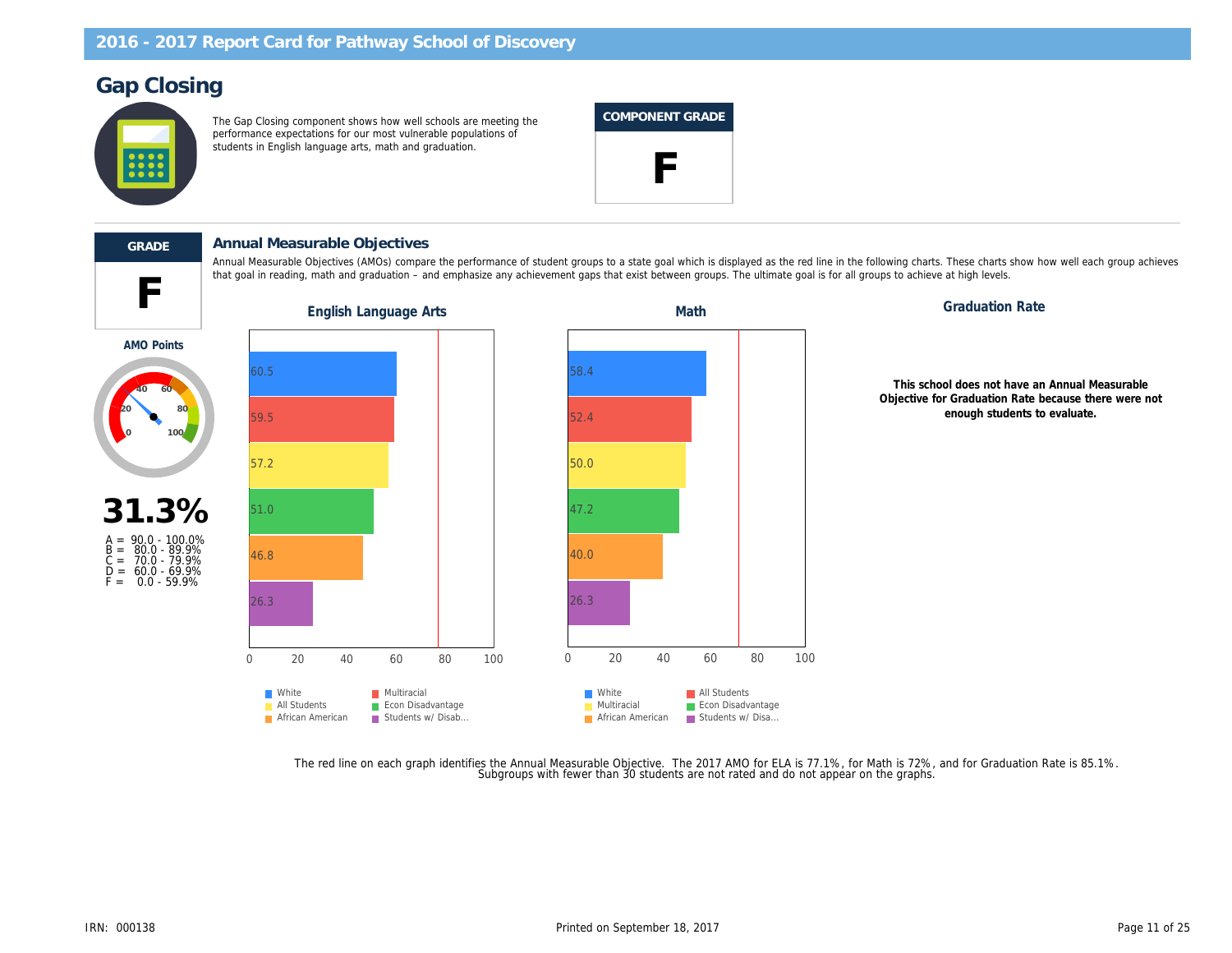# Gap Closing

The Gap Closing component shows how well schools are meeting the performance expectations for our most vulnerable populations of students in English language arts, math and graduation.

**COMPONENT GRADE**

**F**

**GRADE**

**F**

## Annual Measurable Objectives

Annual Measurable Objectives (AMOs) compare the performance of student groups to a state goal which is displayed as the red line in the following charts. These charts show how well each group achieves that goal in reading, math and graduation – and emphasize any achievement gaps that exist between groups. The ultimate goal is for all groups to achieve at high levels.

**AMO Points**

**31.3%**

A = 90.0 - 100.0%
B = 80.0 - 89.9%
C = 70.0 - 79.9%
D = 60.0 - 69.9%
F = 0.0 - 59.9%

### English Language Arts

| Group | Value |
| --- | --- |
| White | 60.5 |
| Multiracial | 59.5 |
| All Students | 57.2 |
| Econ Disadvantage | 51.0 |
| African American | 46.8 |
| Students w/ Disab... | 26.3 |

### Math

| Group | Value |
| --- | --- |
| White | 58.4 |
| All Students | 52.4 |
| Multiracial | 50.0 |
| Econ Disadvantage | 47.2 |
| African American | 40.0 |
| Students w/ Disa... | 26.3 |

### Graduation Rate

**This school does not have an Annual Measurable Objective for Graduation Rate because there were not enough students to evaluate.**

The red line on each graph identifies the Annual Measurable Objective. The 2017 AMO for ELA is 77.1%, for Math is 72%, and for Graduation Rate is 85.1%. Subgroups with fewer than 30 students are not rated and do not appear on the graphs.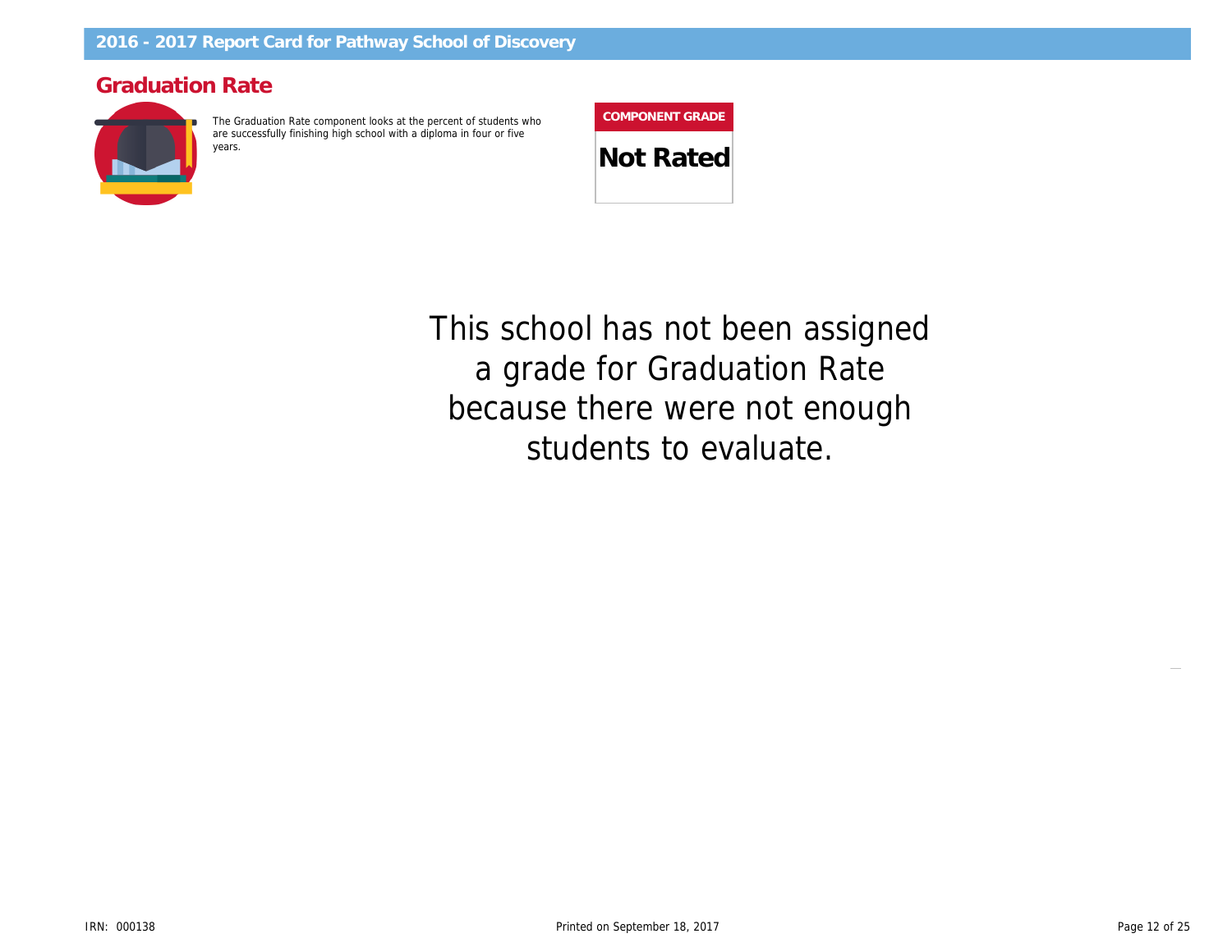## Graduation Rate

The Graduation Rate component looks at the percent of students who are successfully finishing high school with a diploma in four or five years.

**COMPONENT GRADE**

**Not Rated**

This school has not been assigned a grade for Graduation Rate because there were not enough students to evaluate.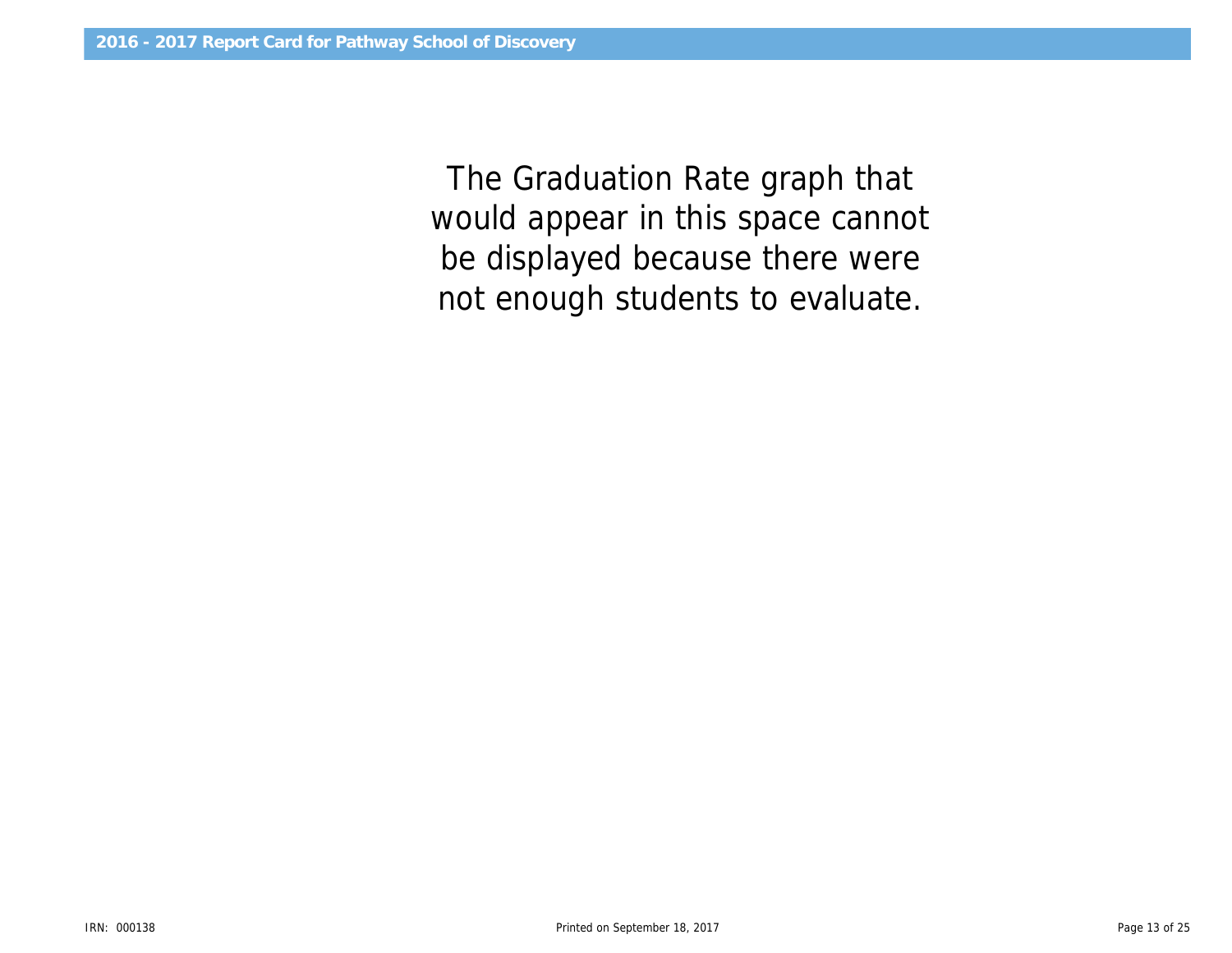The Graduation Rate graph that would appear in this space cannot be displayed because there were not enough students to evaluate.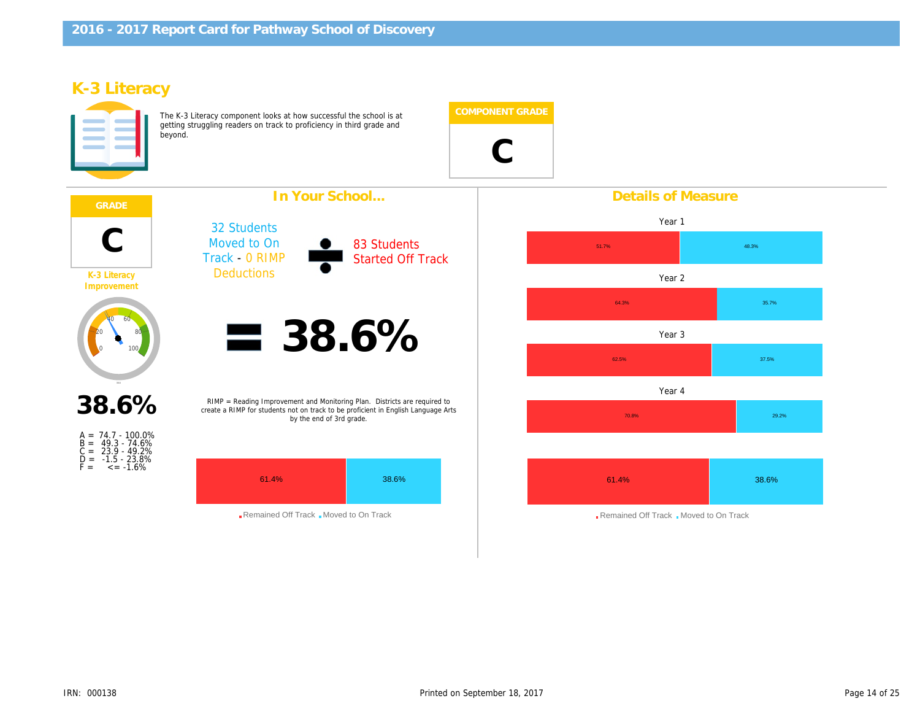# 2016 - 2017 Report Card for Pathway School of Discovery

## K-3 Literacy

The K-3 Literacy component looks at how successful the school is at getting struggling readers on track to proficiency in third grade and beyond.

**COMPONENT GRADE**

**C**

### GRADE

**C**

K-3 Literacy Improvement

**38.6%**

A = 74.7 - 100.0%
B = 49.3 - 74.6%
C = 23.9 - 49.2%
D = -1.5 - 23.8%
F = <= -1.6%

### In Your School...

32 Students Moved to On Track - 0 RIMP Deductions ÷ 83 Students Started Off Track

= **38.6%**

RIMP = Reading Improvement and Monitoring Plan. Districts are required to create a RIMP for students not on track to be proficient in English Language Arts by the end of 3rd grade.

| Remained Off Track | Moved to On Track |
|---|---|
| 61.4% | 38.6% |

### Details of Measure

| | Remained Off Track | Moved to On Track |
|---|---|---|
| Year 1 | 51.7% | 48.3% |
| Year 2 | 64.3% | 35.7% |
| Year 3 | 62.5% | 37.5% |
| Year 4 | 70.8% | 29.2% |
| | 61.4% | 38.6% |

IRN: 000138

Printed on September 18, 2017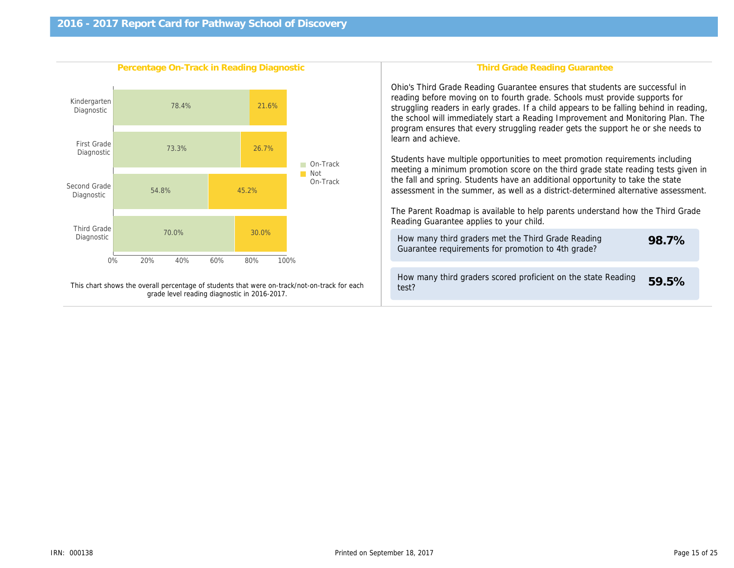# 2016 - 2017 Report Card for Pathway School of Discovery

## Percentage On-Track in Reading Diagnostic

| Diagnostic | On-Track | Not On-Track |
| --- | --- | --- |
| Kindergarten Diagnostic | 78.4% | 21.6% |
| First Grade Diagnostic | 73.3% | 26.7% |
| Second Grade Diagnostic | 54.8% | 45.2% |
| Third Grade Diagnostic | 70.0% | 30.0% |

This chart shows the overall percentage of students that were on-track/not-on-track for each grade level reading diagnostic in 2016-2017.

## Third Grade Reading Guarantee

Ohio's Third Grade Reading Guarantee ensures that students are successful in reading before moving on to fourth grade. Schools must provide supports for struggling readers in early grades. If a child appears to be falling behind in reading, the school will immediately start a Reading Improvement and Monitoring Plan. The program ensures that every struggling reader gets the support he or she needs to learn and achieve.

Students have multiple opportunities to meet promotion requirements including meeting a minimum promotion score on the third grade state reading tests given in the fall and spring. Students have an additional opportunity to take the state assessment in the summer, as well as a district-determined alternative assessment.

The Parent Roadmap is available to help parents understand how the Third Grade Reading Guarantee applies to your child.

| Question | Value |
| --- | --- |
| How many third graders met the Third Grade Reading Guarantee requirements for promotion to 4th grade? | **98.7%** |
| How many third graders scored proficient on the state Reading test? | **59.5%** |

IRN: 000138

Printed on September 18, 2017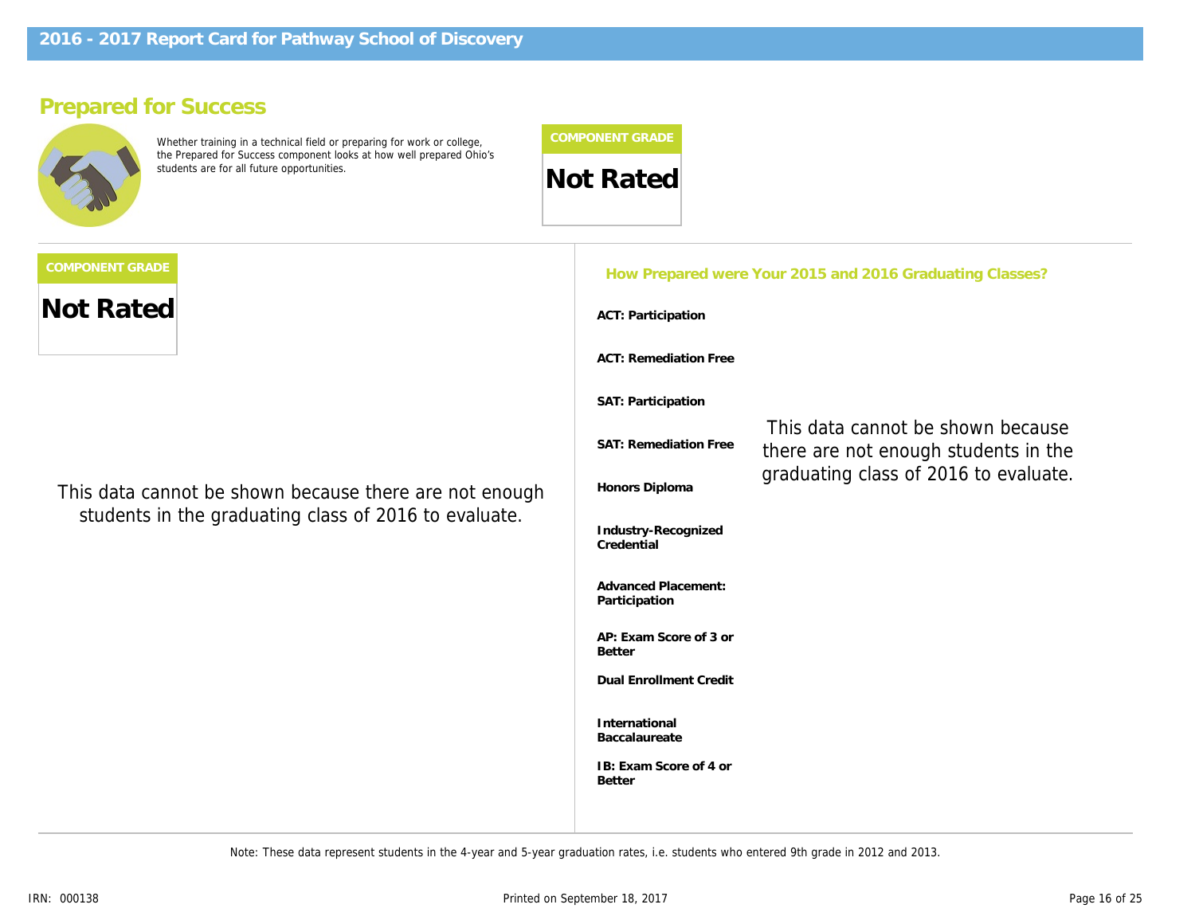## Prepared for Success

Whether training in a technical field or preparing for work or college, the Prepared for Success component looks at how well prepared Ohio's students are for all future opportunities.

**COMPONENT GRADE**

**Not Rated**

**COMPONENT GRADE**

**Not Rated**

This data cannot be shown because there are not enough students in the graduating class of 2016 to evaluate.

### How Prepared were Your 2015 and 2016 Graduating Classes?

- **ACT: Participation**
- **ACT: Remediation Free**
- **SAT: Participation**
- **SAT: Remediation Free**
- **Honors Diploma**
- **Industry-Recognized Credential**
- **Advanced Placement: Participation**
- **AP: Exam Score of 3 or Better**
- **Dual Enrollment Credit**
- **International Baccalaureate**
- **IB: Exam Score of 4 or Better**

This data cannot be shown because there are not enough students in the graduating class of 2016 to evaluate.

Note: These data represent students in the 4-year and 5-year graduation rates, i.e. students who entered 9th grade in 2012 and 2013.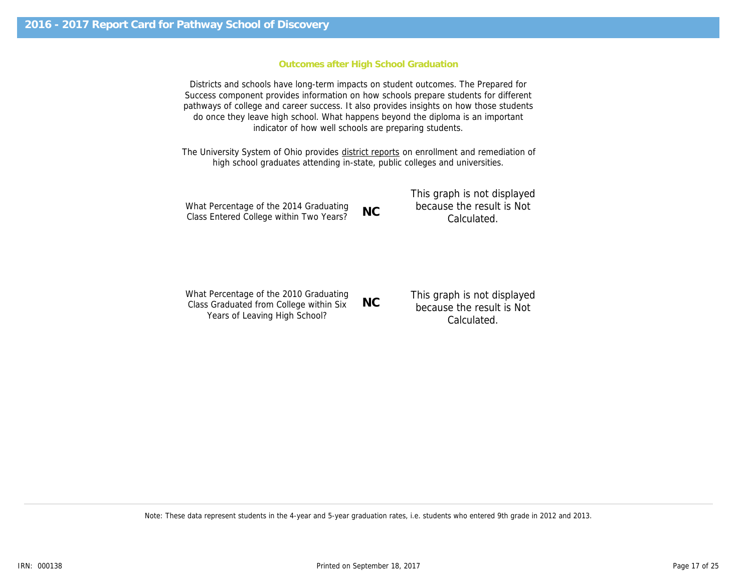# 2016 - 2017 Report Card for Pathway School of Discovery

## Outcomes after High School Graduation

Districts and schools have long-term impacts on student outcomes. The Prepared for Success component provides information on how schools prepare students for different pathways of college and career success. It also provides insights on how those students do once they leave high school. What happens beyond the diploma is an important indicator of how well schools are preparing students.

The University System of Ohio provides district reports on enrollment and remediation of high school graduates attending in-state, public colleges and universities.

What Percentage of the 2014 Graduating Class Entered College within Two Years? **NC**

This graph is not displayed because the result is Not Calculated.

What Percentage of the 2010 Graduating Class Graduated from College within Six Years of Leaving High School? **NC**

This graph is not displayed because the result is Not Calculated.

Note: These data represent students in the 4-year and 5-year graduation rates, i.e. students who entered 9th grade in 2012 and 2013.

IRN: 000138

Printed on September 18, 2017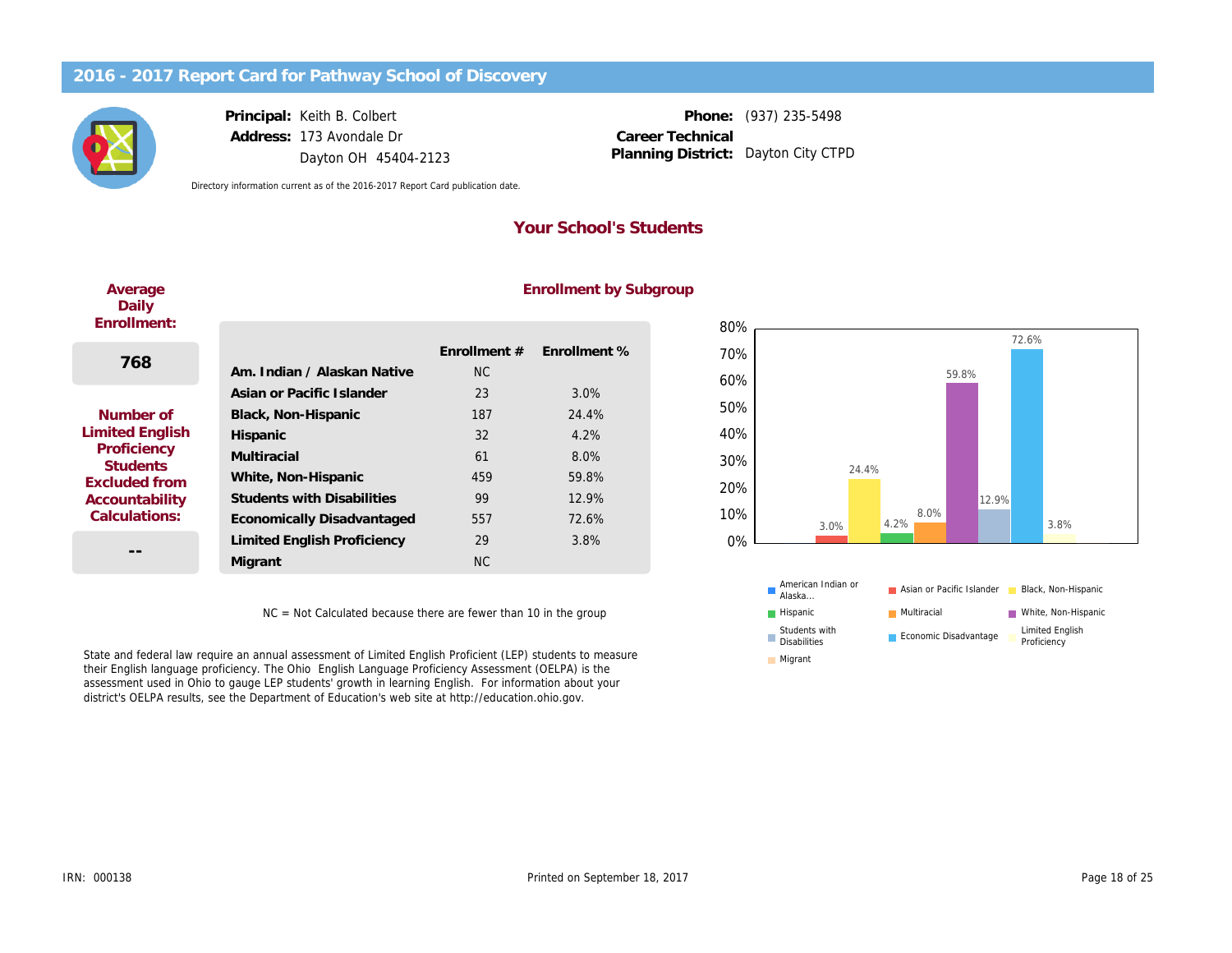## 2016 - 2017 Report Card for Pathway School of Discovery

**Principal:** Keith B. Colbert
**Address:** 173 Avondale Dr
Dayton OH 45404-2123

**Phone:** (937) 235-5498
**Career Technical Planning District:** Dayton City CTPD

Directory information current as of the 2016-2017 Report Card publication date.

## Your School's Students

**Average Daily Enrollment:**

**768**

**Number of Limited English Proficiency Students Excluded from Accountability Calculations:**

**--**

### Enrollment by Subgroup

| | Enrollment # | Enrollment % |
|---|---|---|
| **Am. Indian / Alaskan Native** | NC | |
| **Asian or Pacific Islander** | 23 | 3.0% |
| **Black, Non-Hispanic** | 187 | 24.4% |
| **Hispanic** | 32 | 4.2% |
| **Multiracial** | 61 | 8.0% |
| **White, Non-Hispanic** | 459 | 59.8% |
| **Students with Disabilities** | 99 | 12.9% |
| **Economically Disadvantaged** | 557 | 72.6% |
| **Limited English Proficiency** | 29 | 3.8% |
| **Migrant** | NC | |

NC = Not Calculated because there are fewer than 10 in the group

State and federal law require an annual assessment of Limited English Proficient (LEP) students to measure their English language proficiency. The Ohio English Language Proficiency Assessment (OELPA) is the assessment used in Ohio to gauge LEP students' growth in learning English. For information about your district's OELPA results, see the Department of Education's web site at http://education.ohio.gov.

IRN: 000138

Printed on September 18, 2017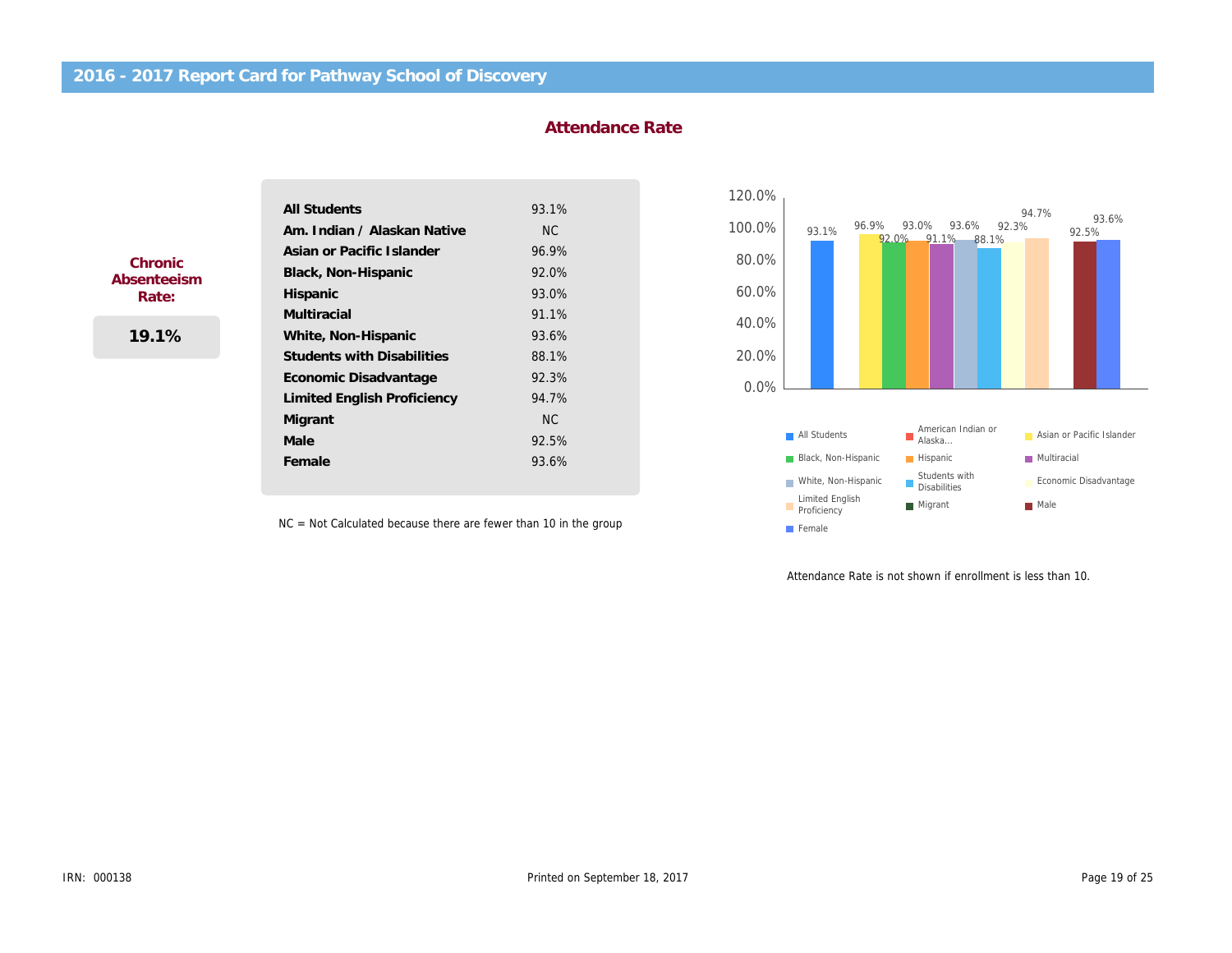# 2016 - 2017 Report Card for Pathway School of Discovery

## Attendance Rate

**Chronic Absenteeism Rate:**

**19.1%**

| | |
|---|---|
| **All Students** | 93.1% |
| **Am. Indian / Alaskan Native** | NC |
| **Asian or Pacific Islander** | 96.9% |
| **Black, Non-Hispanic** | 92.0% |
| **Hispanic** | 93.0% |
| **Multiracial** | 91.1% |
| **White, Non-Hispanic** | 93.6% |
| **Students with Disabilities** | 88.1% |
| **Economic Disadvantage** | 92.3% |
| **Limited English Proficiency** | 94.7% |
| **Migrant** | NC |
| **Male** | 92.5% |
| **Female** | 93.6% |

NC = Not Calculated because there are fewer than 10 in the group

Attendance Rate is not shown if enrollment is less than 10.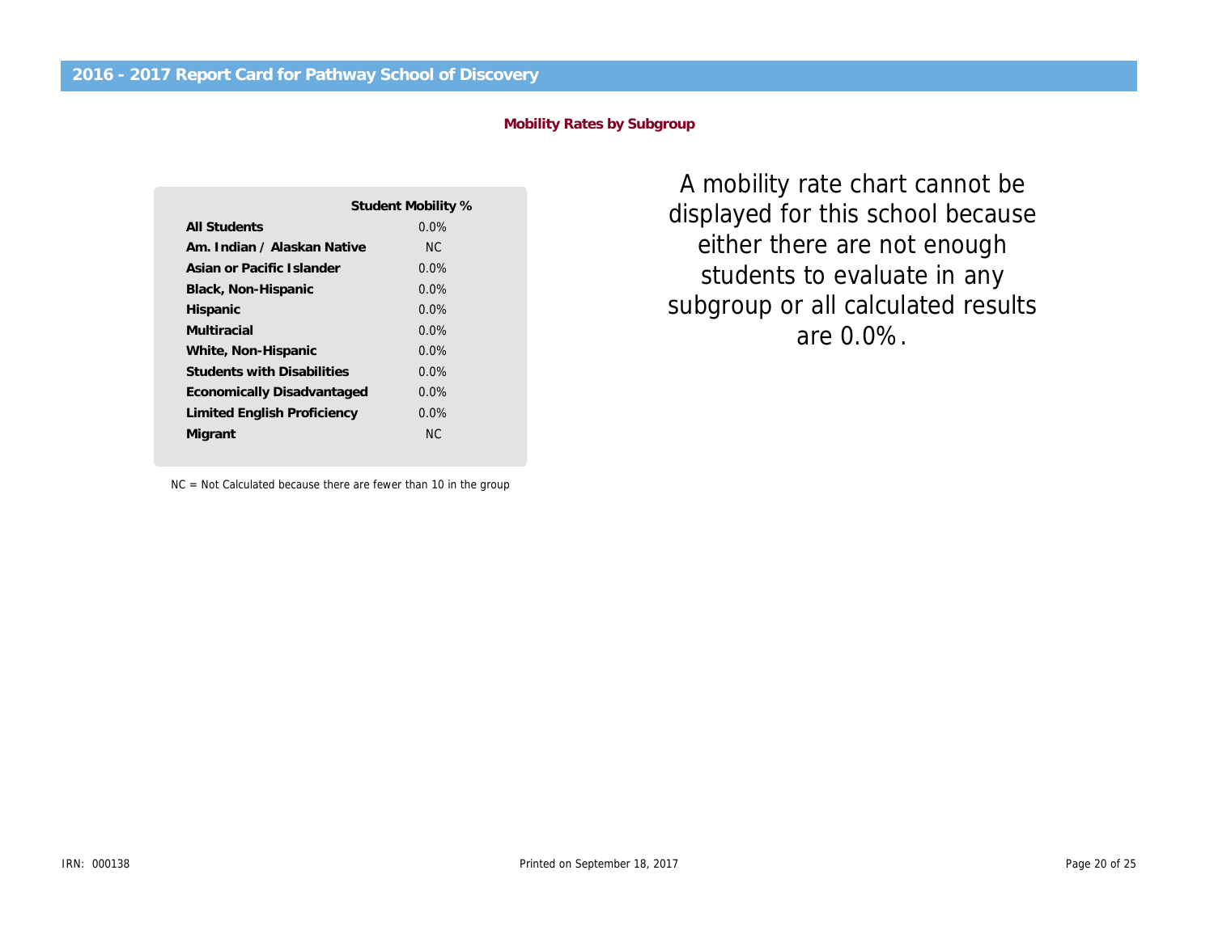## 2016 - 2017 Report Card for Pathway School of Discovery

### Mobility Rates by Subgroup

| | Student Mobility % |
|---|---|
| **All Students** | 0.0% |
| **Am. Indian / Alaskan Native** | NC |
| **Asian or Pacific Islander** | 0.0% |
| **Black, Non-Hispanic** | 0.0% |
| **Hispanic** | 0.0% |
| **Multiracial** | 0.0% |
| **White, Non-Hispanic** | 0.0% |
| **Students with Disabilities** | 0.0% |
| **Economically Disadvantaged** | 0.0% |
| **Limited English Proficiency** | 0.0% |
| **Migrant** | NC |

NC = Not Calculated because there are fewer than 10 in the group

A mobility rate chart cannot be displayed for this school because either there are not enough students to evaluate in any subgroup or all calculated results are 0.0%.

IRN: 000138

Printed on September 18, 2017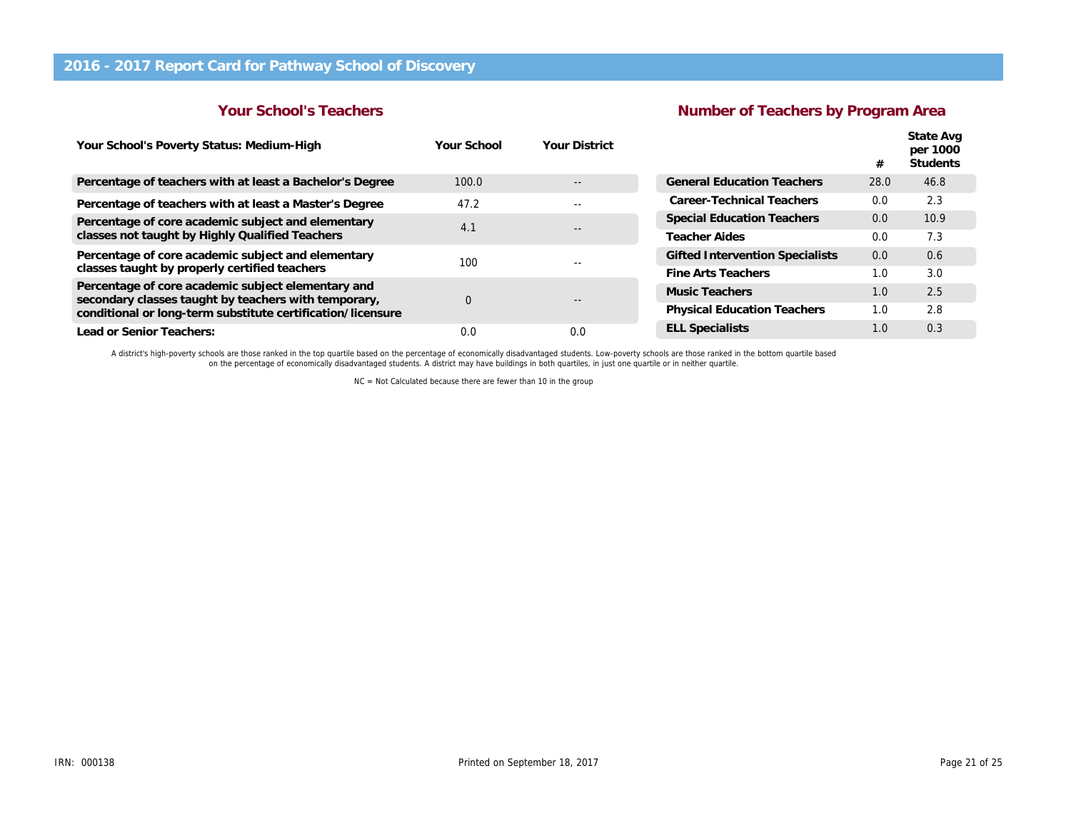# 2016 - 2017 Report Card for Pathway School of Discovery

## Your School's Teachers

| Your School's Poverty Status: Medium-High | Your School | Your District |
|---|---|---|
| Percentage of teachers with at least a Bachelor's Degree | 100.0 | -- |
| Percentage of teachers with at least a Master's Degree | 47.2 | -- |
| Percentage of core academic subject and elementary classes not taught by Highly Qualified Teachers | 4.1 | -- |
| Percentage of core academic subject and elementary classes taught by properly certified teachers | 100 | -- |
| Percentage of core academic subject elementary and secondary classes taught by teachers with temporary, conditional or long-term substitute certification/licensure | 0 | -- |
| Lead or Senior Teachers: | 0.0 | 0.0 |

## Number of Teachers by Program Area

| | # | State Avg per 1000 Students |
|---|---|---|
| General Education Teachers | 28.0 | 46.8 |
| Career-Technical Teachers | 0.0 | 2.3 |
| Special Education Teachers | 0.0 | 10.9 |
| Teacher Aides | 0.0 | 7.3 |
| Gifted Intervention Specialists | 0.0 | 0.6 |
| Fine Arts Teachers | 1.0 | 3.0 |
| Music Teachers | 1.0 | 2.5 |
| Physical Education Teachers | 1.0 | 2.8 |
| ELL Specialists | 1.0 | 0.3 |

A district's high-poverty schools are those ranked in the top quartile based on the percentage of economically disadvantaged students. Low-poverty schools are those ranked in the bottom quartile based on the percentage of economically disadvantaged students. A district may have buildings in both quartiles, in just one quartile or in neither quartile.

NC = Not Calculated because there are fewer than 10 in the group

IRN: 000138

Printed on September 18, 2017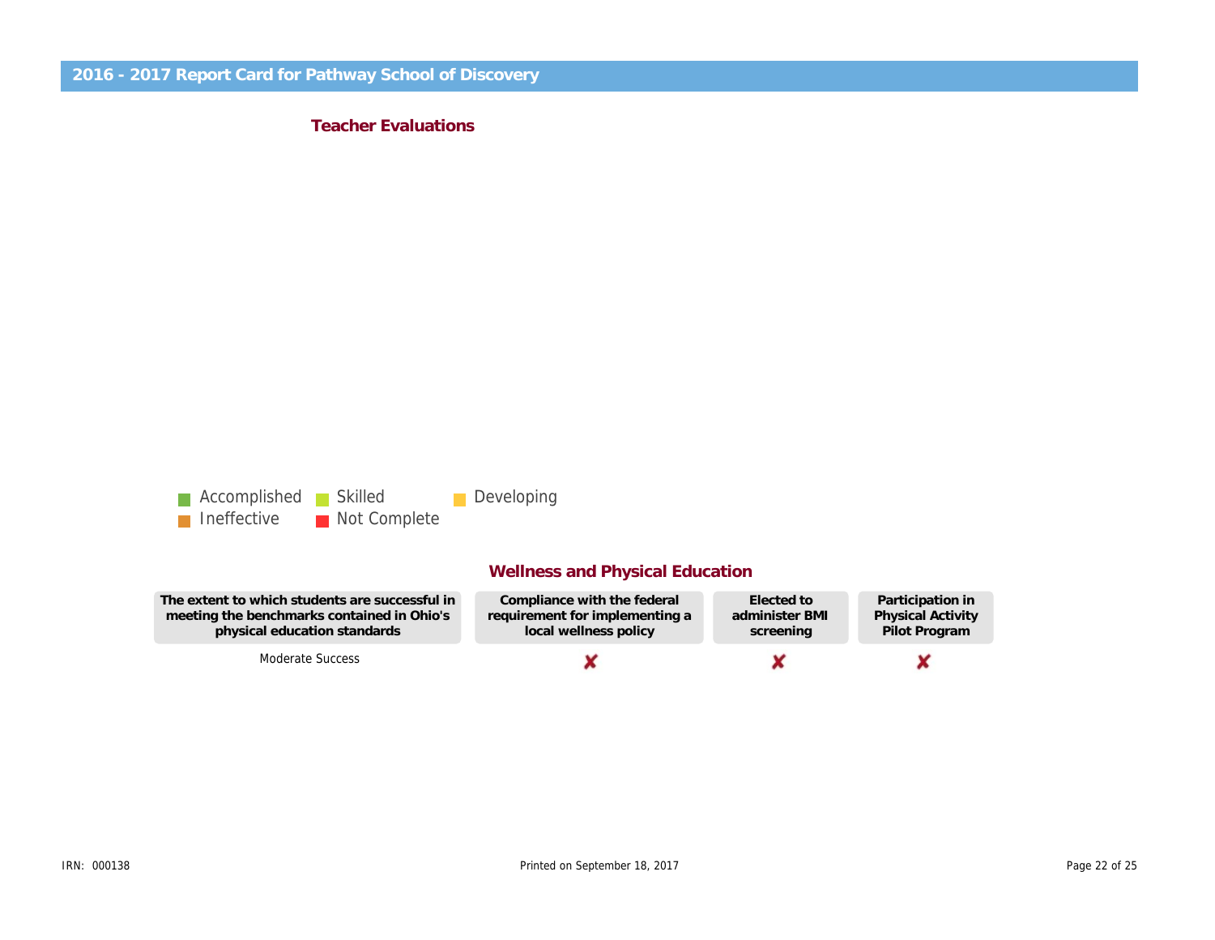## 2016 - 2017 Report Card for Pathway School of Discovery

### Teacher Evaluations

Accomplished | Skilled | Developing | Ineffective | Not Complete

### Wellness and Physical Education

| The extent to which students are successful in meeting the benchmarks contained in Ohio's physical education standards | Compliance with the federal requirement for implementing a local wellness policy | Elected to administer BMI screening | Participation in Physical Activity Pilot Program |
|---|---|---|---|
| Moderate Success | ✘ | ✘ | ✘ |

IRN: 000138

Printed on September 18, 2017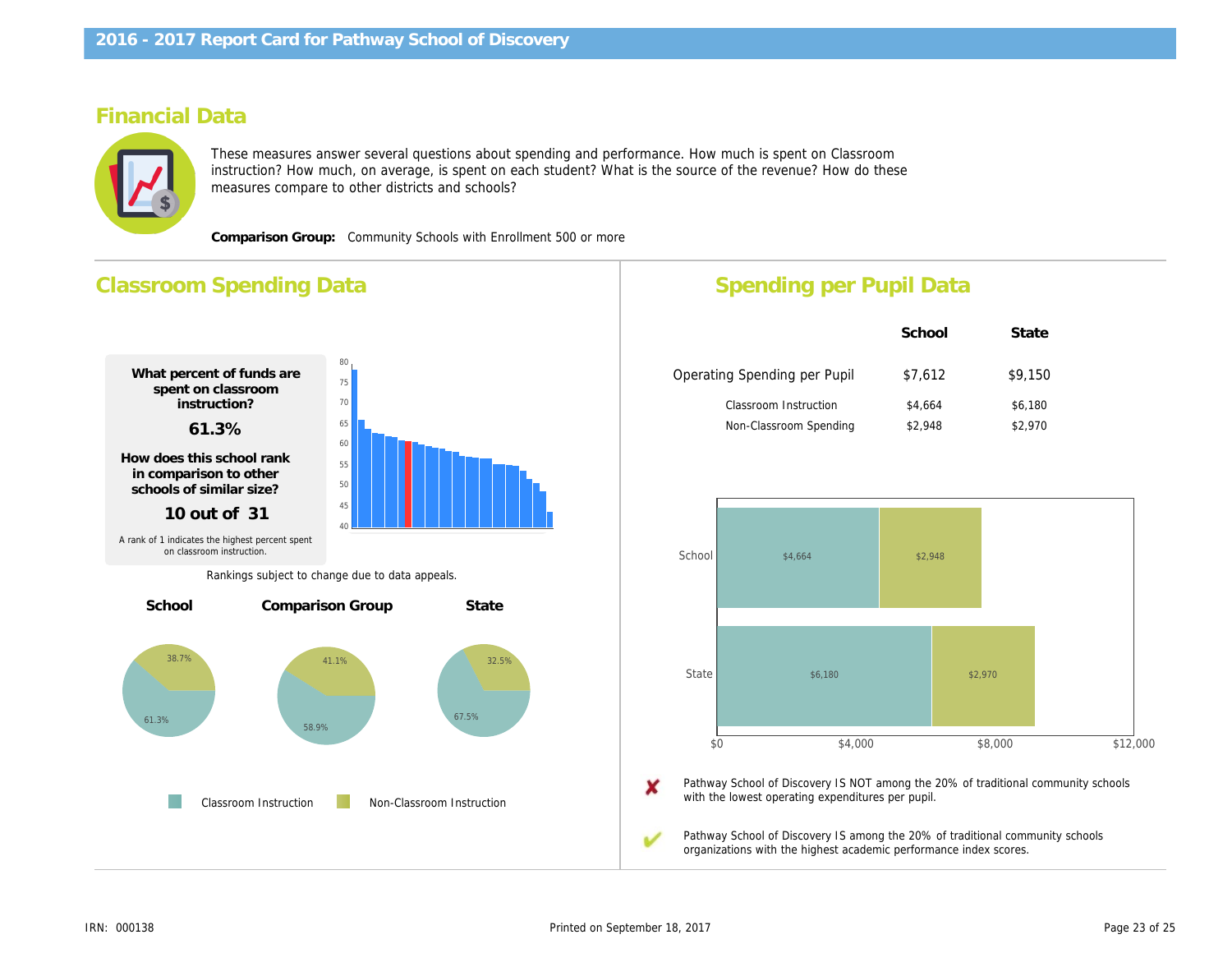# 2016 - 2017 Report Card for Pathway School of Discovery

## Financial Data

These measures answer several questions about spending and performance. How much is spent on Classroom instruction? How much, on average, is spent on each student? What is the source of the revenue? How do these measures compare to other districts and schools?

**Comparison Group:** Community Schools with Enrollment 500 or more

## Classroom Spending Data

**What percent of funds are spent on classroom instruction?**

**61.3%**

**How does this school rank in comparison to other schools of similar size?**

**10 out of 31**

A rank of 1 indicates the highest percent spent on classroom instruction.

Rankings subject to change due to data appeals.

| | School | Comparison Group | State |
|---|---|---|---|
| Classroom Instruction | 61.3% | 58.9% | 67.5% |
| Non-Classroom Instruction | 38.7% | 41.1% | 32.5% |

## Spending per Pupil Data

| | School | State |
|---|---|---|
| Operating Spending per Pupil | $7,612 | $9,150 |
| Classroom Instruction | $4,664 | $6,180 |
| Non-Classroom Spending | $2,948 | $2,970 |

✘ Pathway School of Discovery IS NOT among the 20% of traditional community schools with the lowest operating expenditures per pupil.

✔ Pathway School of Discovery IS among the 20% of traditional community schools organizations with the highest academic performance index scores.

IRN: 000138

Printed on September 18, 2017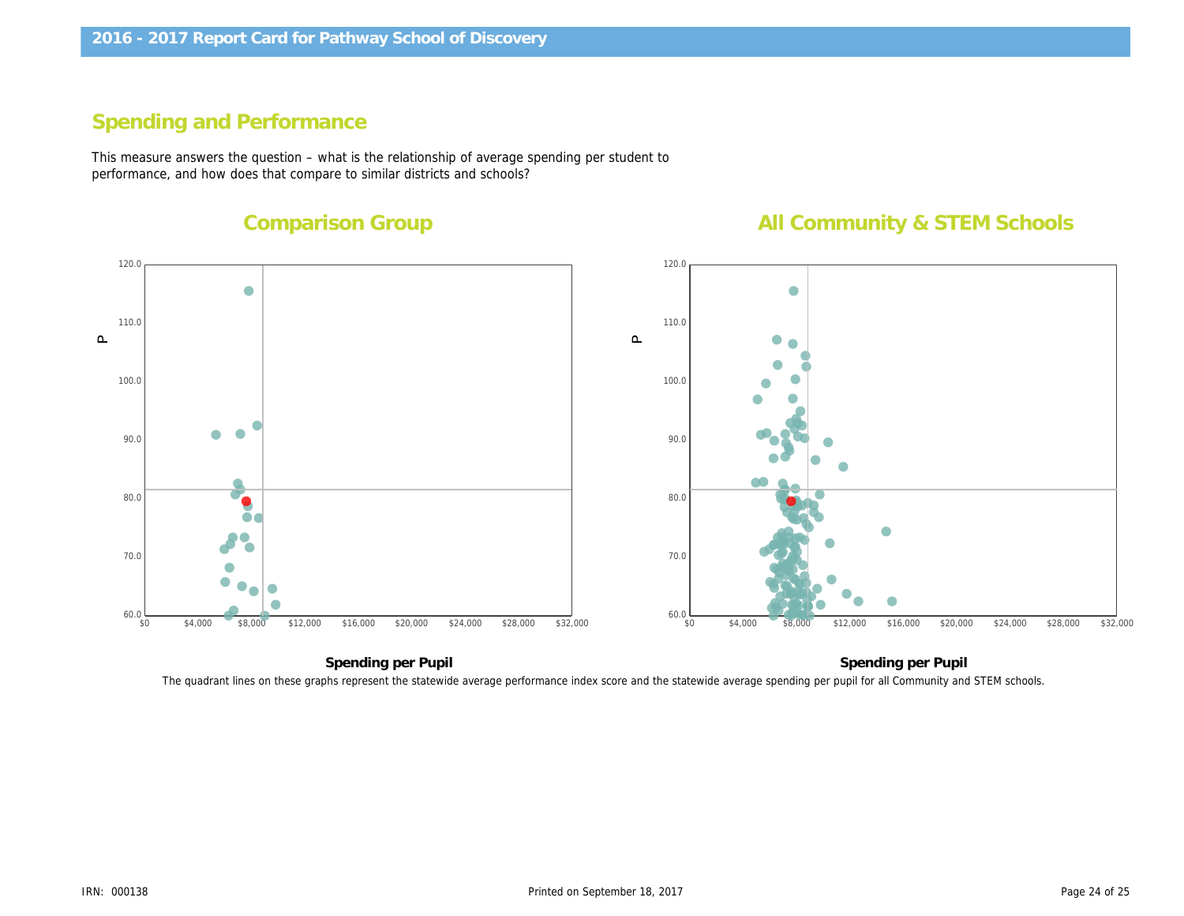## Spending and Performance

This measure answers the question – what is the relationship of average spending per student to performance, and how does that compare to similar districts and schools?

### Comparison Group

### All Community & STEM Schools

**Spending per Pupil**

**Spending per Pupil**

The quadrant lines on these graphs represent the statewide average performance index score and the statewide average spending per pupil for all Community and STEM schools.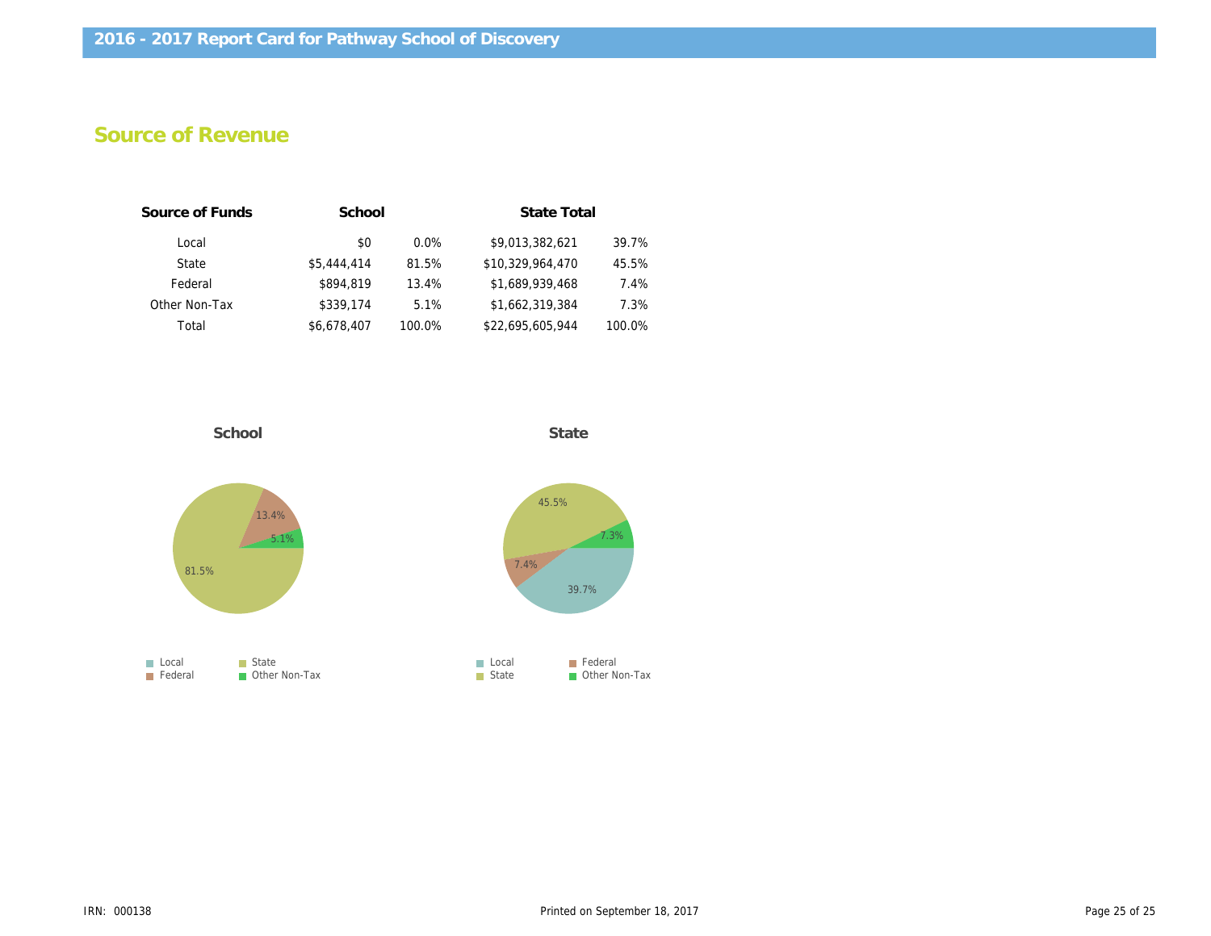# 2016 - 2017 Report Card for Pathway School of Discovery

## Source of Revenue

| Source of Funds | School | | State Total | |
|---|---|---|---|---|
| Local | $0 | 0.0% | $9,013,382,621 | 39.7% |
| State | $5,444,414 | 81.5% | $10,329,964,470 | 45.5% |
| Federal | $894,819 | 13.4% | $1,689,939,468 | 7.4% |
| Other Non-Tax | $339,174 | 5.1% | $1,662,319,384 | 7.3% |
| Total | $6,678,407 | 100.0% | $22,695,605,944 | 100.0% |

School

13.4%
5.1%
81.5%

Local
State
Federal
Other Non-Tax

State

45.5%
7.3%
7.4%
39.7%

Local
Federal
State
Other Non-Tax

IRN: 000138

Printed on September 18, 2017